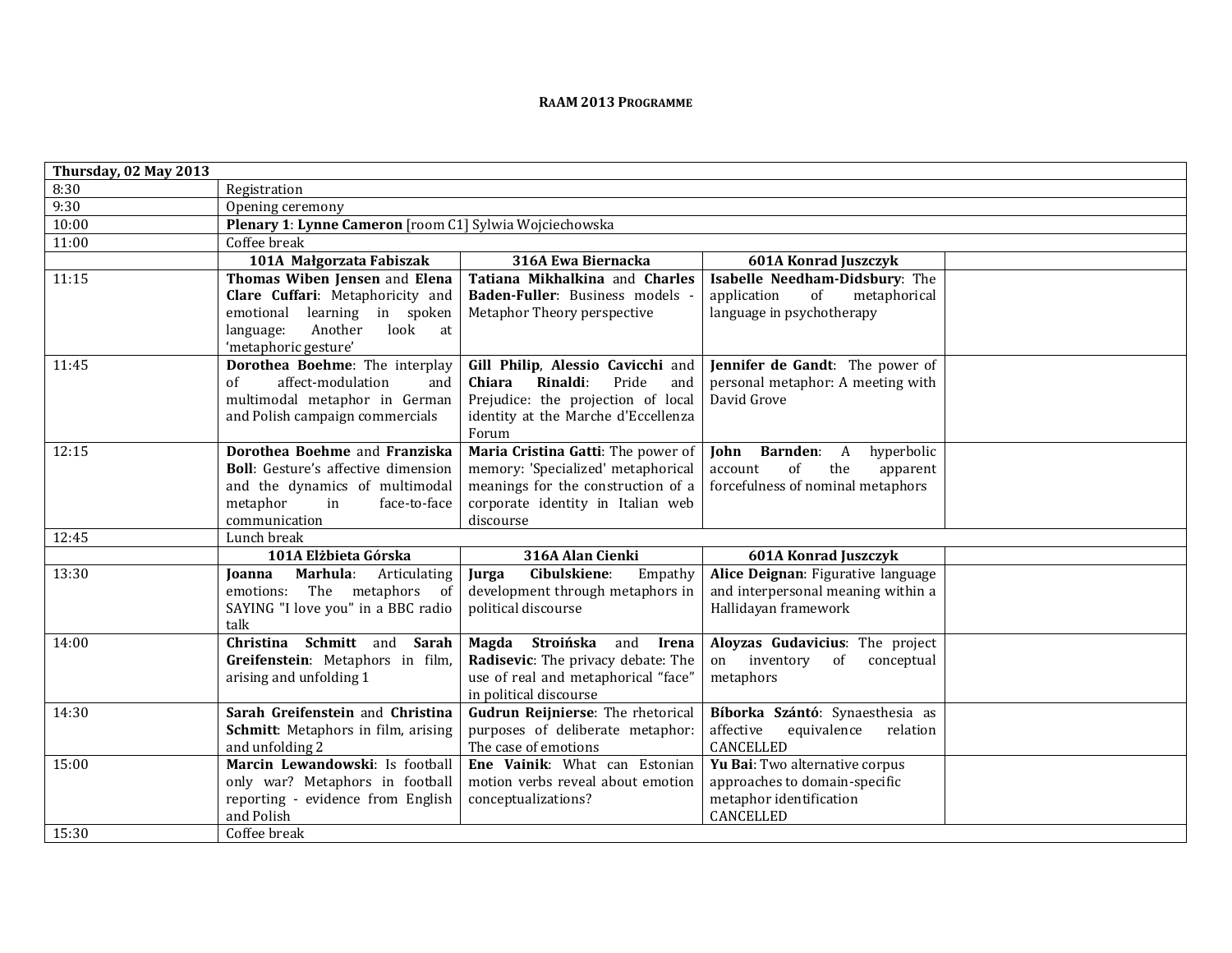**RAAM 2013 PROGRAMME**

| **Thursday, 02 May 2013** | | | | |
|---|---|---|---|---|
| 8:30 | Registration | | | |
| 9:30 | Opening ceremony | | | |
| 10:00 | **Plenary 1**: **Lynne Cameron** [room C1] Sylwia Wojciechowska | | | |
| 11:00 | Coffee break | | | |
| | **101A Małgorzata Fabiszak** | **316A Ewa Biernacka** | **601A Konrad Juszczyk** | |
| 11:15 | **Thomas Wiben Jensen** and **Elena Clare Cuffari**: Metaphoricity and emotional learning in spoken language: Another look at 'metaphoric gesture' | **Tatiana Mikhalkina** and **Charles Baden-Fuller**: Business models - Metaphor Theory perspective | **Isabelle Needham-Didsbury**: The application of metaphorical language in psychotherapy | |
| 11:45 | **Dorothea Boehme**: The interplay of affect-modulation and multimodal metaphor in German and Polish campaign commercials | **Gill Philip**, **Alessio Cavicchi** and **Chiara Rinaldi**: Pride and Prejudice: the projection of local identity at the Marche d'Eccellenza Forum | **Jennifer de Gandt**: The power of personal metaphor: A meeting with David Grove | |
| 12:15 | **Dorothea Boehme** and **Franziska Boll**: Gesture's affective dimension and the dynamics of multimodal metaphor in face-to-face communication | **Maria Cristina Gatti**: The power of memory: 'Specialized' metaphorical meanings for the construction of a corporate identity in Italian web discourse | **John Barnden**: A hyperbolic account of the apparent forcefulness of nominal metaphors | |
| 12:45 | Lunch break | | | |
| | **101A Elżbieta Górska** | **316A Alan Cienki** | **601A Konrad Juszczyk** | |
| 13:30 | **Joanna Marhula**: Articulating emotions: The metaphors of SAYING "I love you" in a BBC radio talk | **Jurga Cibulskiene**: Empathy development through metaphors in political discourse | **Alice Deignan**: Figurative language and interpersonal meaning within a Hallidayan framework | |
| 14:00 | **Christina Schmitt** and **Sarah Greifenstein**: Metaphors in film, arising and unfolding 1 | **Magda Stroińska** and **Irena Radisevic**: The privacy debate: The use of real and metaphorical "face" in political discourse | **Aloyzas Gudavicius**: The project on inventory of conceptual metaphors | |
| 14:30 | **Sarah Greifenstein** and **Christina Schmitt**: Metaphors in film, arising and unfolding 2 | **Gudrun Reijnierse**: The rhetorical purposes of deliberate metaphor: The case of emotions | **Bíborka Szántó**: Synaesthesia as affective equivalence relation CANCELLED | |
| 15:00 | **Marcin Lewandowski**: Is football only war? Metaphors in football reporting - evidence from English and Polish | **Ene Vainik**: What can Estonian motion verbs reveal about emotion conceptualizations? | **Yu Bai**: Two alternative corpus approaches to domain-specific metaphor identification CANCELLED | |
| 15:30 | Coffee break | | | |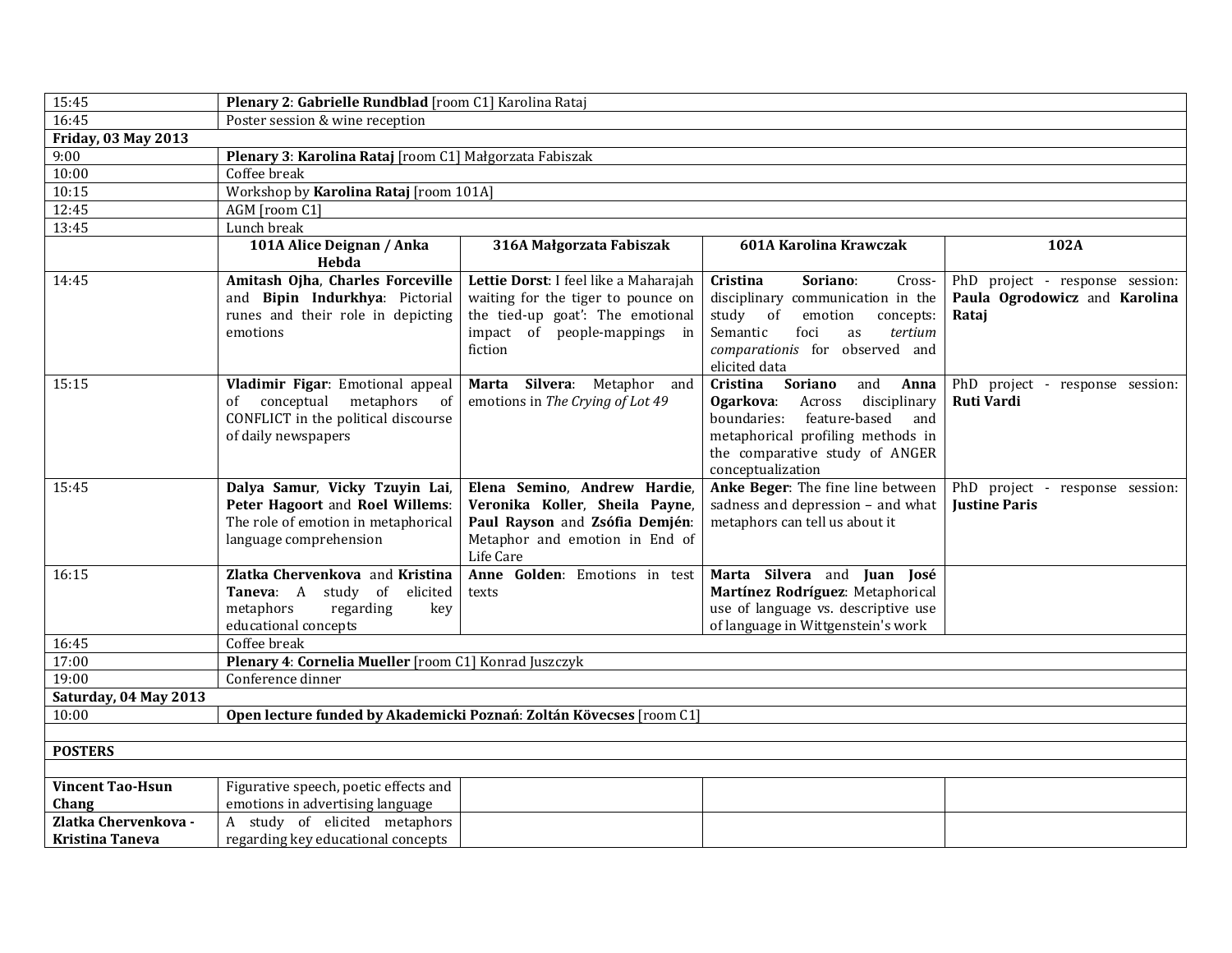| | | | | |
|---|---|---|---|---|
| 15:45 | **Plenary 2**: **Gabrielle Rundblad** [room C1] Karolina Rataj | | | |
| 16:45 | Poster session & wine reception | | | |
| **Friday, 03 May 2013** | | | | |
| 9:00 | **Plenary 3**: **Karolina Rataj** [room C1] Małgorzata Fabiszak | | | |
| 10:00 | Coffee break | | | |
| 10:15 | Workshop by **Karolina Rataj** [room 101A] | | | |
| 12:45 | AGM [room C1] | | | |
| 13:45 | Lunch break | | | |
| | **101A Alice Deignan / Anka Hebda** | **316A Małgorzata Fabiszak** | **601A Karolina Krawczak** | **102A** |
| 14:45 | **Amitash Ojha**, **Charles Forceville** and **Bipin Indurkhya**: Pictorial runes and their role in depicting emotions | **Lettie Dorst**: I feel like a Maharajah waiting for the tiger to pounce on the tied-up goat': The emotional impact of people-mappings in fiction | **Cristina Soriano**: Cross-disciplinary communication in the study of emotion concepts: Semantic foci as *tertium comparationis* for observed and elicited data | PhD project - response session: **Paula Ogrodowicz** and **Karolina Rataj** |
| 15:15 | **Vladimir Figar**: Emotional appeal of conceptual metaphors of CONFLICT in the political discourse of daily newspapers | **Marta Silvera**: Metaphor and emotions in *The Crying of Lot 49* | **Cristina Soriano** and **Anna Ogarkova**: Across disciplinary boundaries: feature-based and metaphorical profiling methods in the comparative study of ANGER conceptualization | PhD project - response session: **Ruti Vardi** |
| 15:45 | **Dalya Samur**, **Vicky Tzuyin Lai**, **Peter Hagoort** and **Roel Willems**: The role of emotion in metaphorical language comprehension | **Elena Semino**, **Andrew Hardie**, **Veronika Koller**, **Sheila Payne**, **Paul Rayson** and **Zsófia Demjén**: Metaphor and emotion in End of Life Care | **Anke Beger**: The fine line between sadness and depression – and what metaphors can tell us about it | PhD project - response session: **Justine Paris** |
| 16:15 | **Zlatka Chervenkova** and **Kristina Taneva**: A study of elicited metaphors regarding key educational concepts | **Anne Golden**: Emotions in test texts | **Marta Silvera** and **Juan José Martínez Rodríguez**: Metaphorical use of language vs. descriptive use of language in Wittgenstein's work | |
| 16:45 | Coffee break | | | |
| 17:00 | **Plenary 4**: **Cornelia Mueller** [room C1] Konrad Juszczyk | | | |
| 19:00 | Conference dinner | | | |
| **Saturday, 04 May 2013** | | | | |
| 10:00 | **Open lecture funded by Akademicki Poznań**: **Zoltán Kövecses** [room C1] | | | |
| | | | | |
| **POSTERS** | | | | |
| | | | | |
| **Vincent Tao-Hsun Chang** | Figurative speech, poetic effects and emotions in advertising language | | | |
| **Zlatka Chervenkova - Kristina Taneva** | A study of elicited metaphors regarding key educational concepts | | | |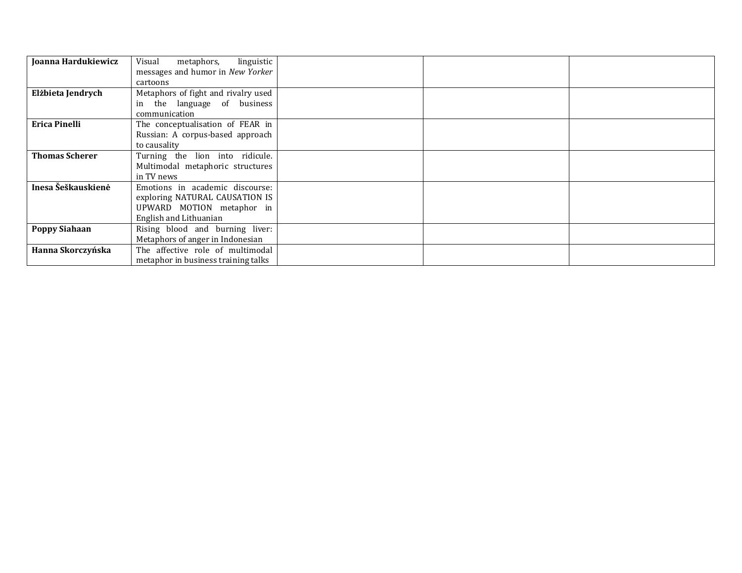| | | | | |
|---|---|---|---|---|
| **Joanna Hardukiewicz** | Visual metaphors, linguistic messages and humor in *New Yorker* cartoons | | | |
| **Elżbieta Jendrych** | Metaphors of fight and rivalry used in the language of business communication | | | |
| **Erica Pinelli** | The conceptualisation of FEAR in Russian: A corpus-based approach to causality | | | |
| **Thomas Scherer** | Turning the lion into ridicule. Multimodal metaphoric structures in TV news | | | |
| **Inesa Šeškauskienė** | Emotions in academic discourse: exploring NATURAL CAUSATION IS UPWARD MOTION metaphor in English and Lithuanian | | | |
| **Poppy Siahaan** | Rising blood and burning liver: Metaphors of anger in Indonesian | | | |
| **Hanna Skorczyńska** | The affective role of multimodal metaphor in business training talks | | | |